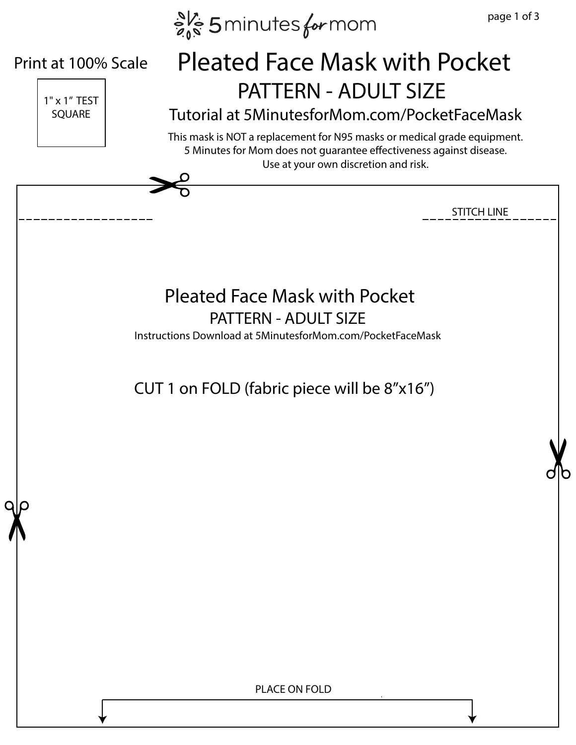5 minutes for mom

Print at 100% Scale

1" x 1" TEST SQUARE

# Pleated Face Mask with Pocket

## PATTERN - ADULT SIZE

### Tutorial at 5MinutesforMom.com/PocketFaceMask

This mask is NOT a replacement for N95 masks or medical grade equipment.
5 Minutes for Mom does not guarantee effectiveness against disease.
Use at your own discretion and risk.

STITCH LINE

## Pleated Face Mask with Pocket

### PATTERN - ADULT SIZE

Instructions Download at 5MinutesforMom.com/PocketFaceMask

CUT 1 on FOLD (fabric piece will be 8"x16")

PLACE ON FOLD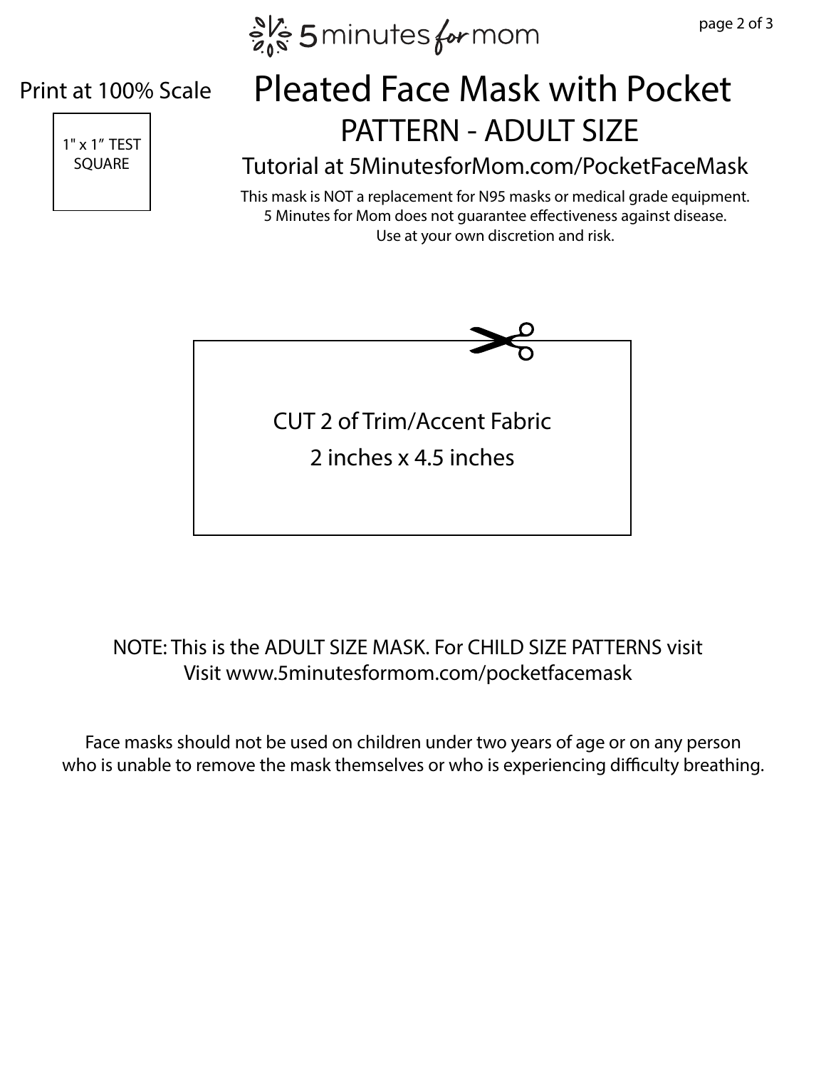Print at 100% Scale

1" x 1" TEST SQUARE

# Pleated Face Mask with Pocket

## PATTERN - ADULT SIZE

### Tutorial at 5MinutesforMom.com/PocketFaceMask

This mask is NOT a replacement for N95 masks or medical grade equipment.
5 Minutes for Mom does not guarantee effectiveness against disease.
Use at your own discretion and risk.

CUT 2 of Trim/Accent Fabric
2 inches x 4.5 inches

NOTE: This is the ADULT SIZE MASK. For CHILD SIZE PATTERNS visit
Visit www.5minutesformom.com/pocketfacemask

Face masks should not be used on children under two years of age or on any person who is unable to remove the mask themselves or who is experiencing difficulty breathing.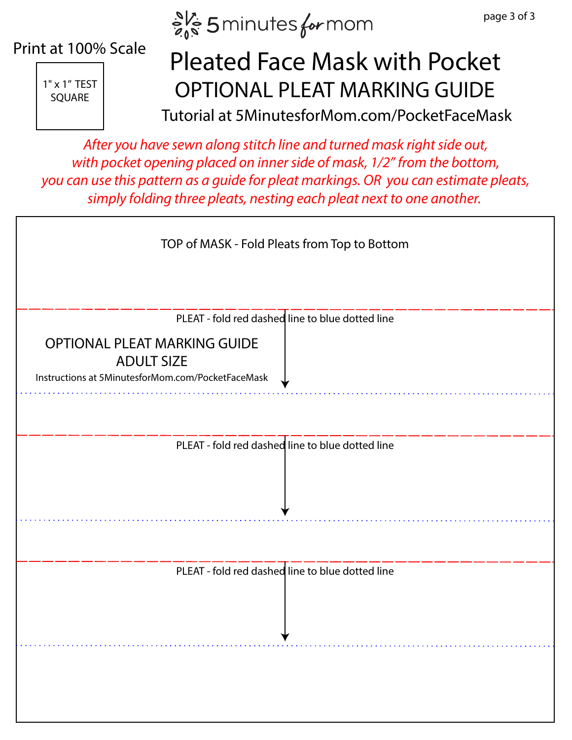5minutes for mom

Print at 100% Scale

1" x 1" TEST SQUARE

# Pleated Face Mask with Pocket

## OPTIONAL PLEAT MARKING GUIDE

Tutorial at 5MinutesforMom.com/PocketFaceMask

*After you have sewn along stitch line and turned mask right side out, with pocket opening placed on inner side of mask, 1/2" from the bottom, you can use this pattern as a guide for pleat markings. OR you can estimate pleats, simply folding three pleats, nesting each pleat next to one another.*

TOP of MASK - Fold Pleats from Top to Bottom

PLEAT - fold red dashed line to blue dotted line

OPTIONAL PLEAT MARKING GUIDE
ADULT SIZE

Instructions at 5MinutesforMom.com/PocketFaceMask

PLEAT - fold red dashed line to blue dotted line

PLEAT - fold red dashed line to blue dotted line